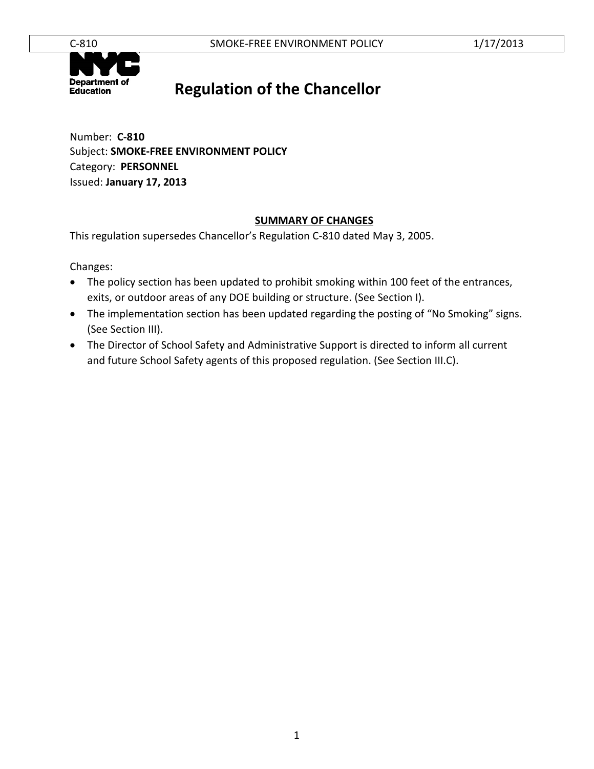# Regulation of the Chancellor

Number: **C-810**
Subject: **SMOKE-FREE ENVIRONMENT POLICY**
Category: **PERSONNEL**
Issued: **January 17, 2013**

## SUMMARY OF CHANGES

This regulation supersedes Chancellor's Regulation C-810 dated May 3, 2005.

Changes:

- The policy section has been updated to prohibit smoking within 100 feet of the entrances, exits, or outdoor areas of any DOE building or structure. (See Section I).
- The implementation section has been updated regarding the posting of "No Smoking" signs. (See Section III).
- The Director of School Safety and Administrative Support is directed to inform all current and future School Safety agents of this proposed regulation. (See Section III.C).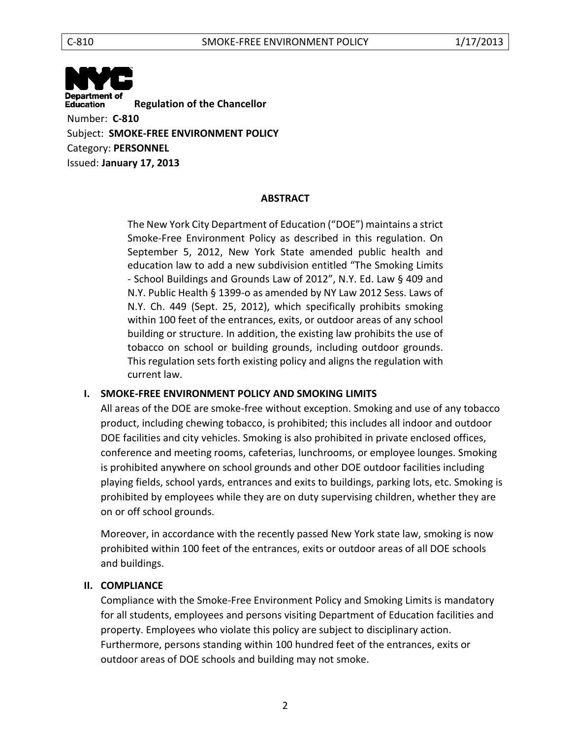Department of Education **Regulation of the Chancellor**

Number: **C-810**
Subject: **SMOKE-FREE ENVIRONMENT POLICY**
Category: **PERSONNEL**
Issued: **January 17, 2013**

## ABSTRACT

The New York City Department of Education ("DOE") maintains a strict Smoke-Free Environment Policy as described in this regulation. On September 5, 2012, New York State amended public health and education law to add a new subdivision entitled "The Smoking Limits - School Buildings and Grounds Law of 2012", N.Y. Ed. Law § 409 and N.Y. Public Health § 1399-o as amended by NY Law 2012 Sess. Laws of N.Y. Ch. 449 (Sept. 25, 2012), which specifically prohibits smoking within 100 feet of the entrances, exits, or outdoor areas of any school building or structure. In addition, the existing law prohibits the use of tobacco on school or building grounds, including outdoor grounds. This regulation sets forth existing policy and aligns the regulation with current law.

## I. SMOKE-FREE ENVIRONMENT POLICY AND SMOKING LIMITS

All areas of the DOE are smoke-free without exception. Smoking and use of any tobacco product, including chewing tobacco, is prohibited; this includes all indoor and outdoor DOE facilities and city vehicles. Smoking is also prohibited in private enclosed offices, conference and meeting rooms, cafeterias, lunchrooms, or employee lounges. Smoking is prohibited anywhere on school grounds and other DOE outdoor facilities including playing fields, school yards, entrances and exits to buildings, parking lots, etc. Smoking is prohibited by employees while they are on duty supervising children, whether they are on or off school grounds.

Moreover, in accordance with the recently passed New York state law, smoking is now prohibited within 100 feet of the entrances, exits or outdoor areas of all DOE schools and buildings.

## II. COMPLIANCE

Compliance with the Smoke-Free Environment Policy and Smoking Limits is mandatory for all students, employees and persons visiting Department of Education facilities and property. Employees who violate this policy are subject to disciplinary action. Furthermore, persons standing within 100 hundred feet of the entrances, exits or outdoor areas of DOE schools and building may not smoke.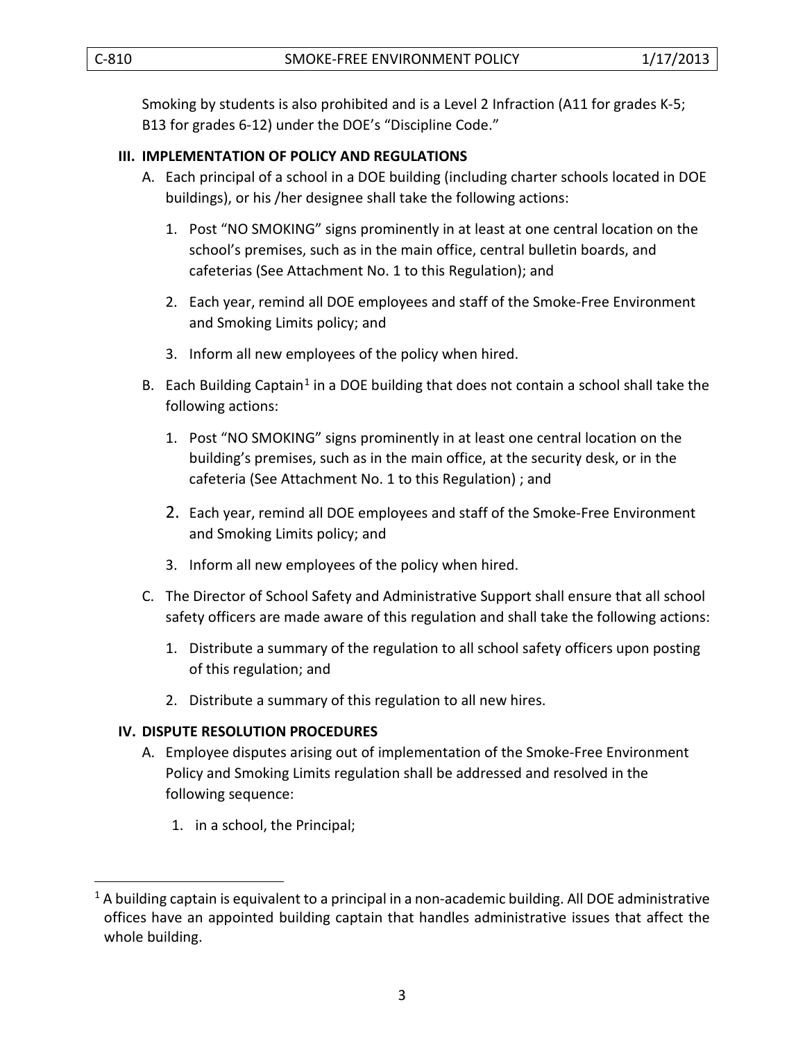Smoking by students is also prohibited and is a Level 2 Infraction (A11 for grades K-5; B13 for grades 6-12) under the DOE's "Discipline Code."

## III. IMPLEMENTATION OF POLICY AND REGULATIONS

A. Each principal of a school in a DOE building (including charter schools located in DOE buildings), or his /her designee shall take the following actions:

1. Post "NO SMOKING" signs prominently in at least at one central location on the school's premises, such as in the main office, central bulletin boards, and cafeterias (See Attachment No. 1 to this Regulation); and
2. Each year, remind all DOE employees and staff of the Smoke-Free Environment and Smoking Limits policy; and
3. Inform all new employees of the policy when hired.

B. Each Building Captain[1] in a DOE building that does not contain a school shall take the following actions:

1. Post "NO SMOKING" signs prominently in at least one central location on the building's premises, such as in the main office, at the security desk, or in the cafeteria (See Attachment No. 1 to this Regulation) ; and
2. Each year, remind all DOE employees and staff of the Smoke-Free Environment and Smoking Limits policy; and
3. Inform all new employees of the policy when hired.

C. The Director of School Safety and Administrative Support shall ensure that all school safety officers are made aware of this regulation and shall take the following actions:

1. Distribute a summary of the regulation to all school safety officers upon posting of this regulation; and
2. Distribute a summary of this regulation to all new hires.

## IV. DISPUTE RESOLUTION PROCEDURES

A. Employee disputes arising out of implementation of the Smoke-Free Environment Policy and Smoking Limits regulation shall be addressed and resolved in the following sequence:

1. in a school, the Principal;

---

[1] A building captain is equivalent to a principal in a non-academic building. All DOE administrative offices have an appointed building captain that handles administrative issues that affect the whole building.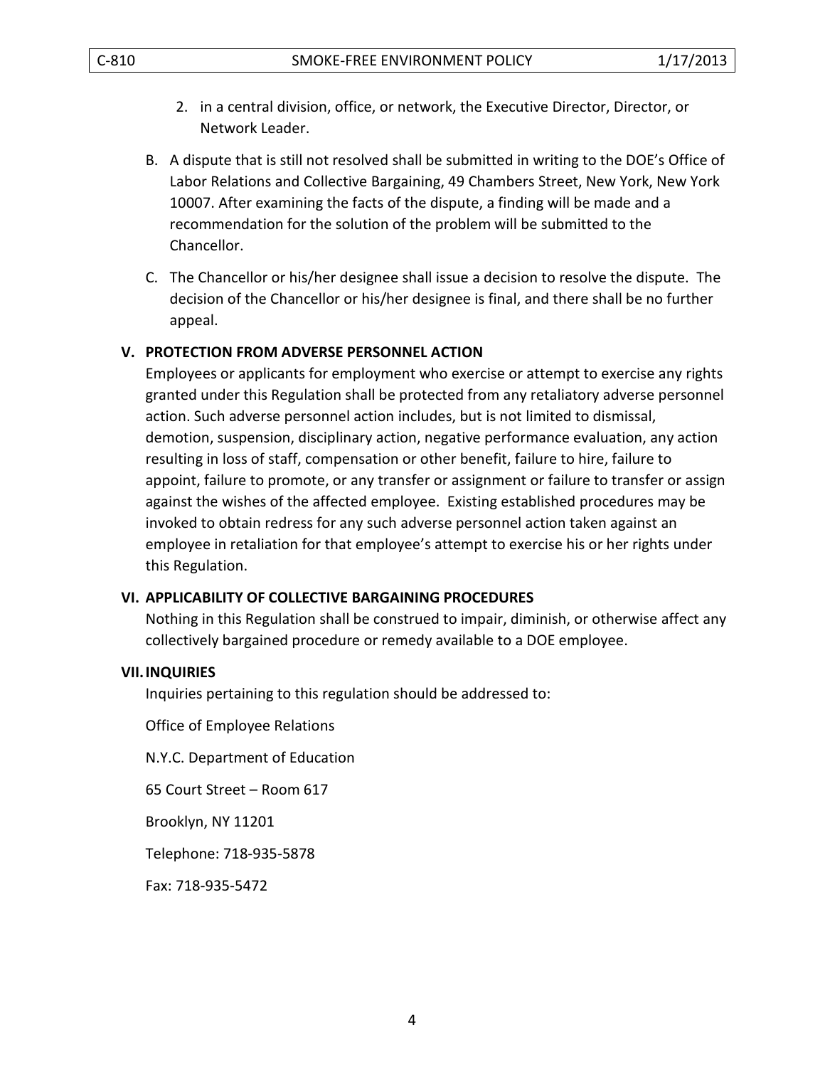2. in a central division, office, or network, the Executive Director, Director, or Network Leader.

B. A dispute that is still not resolved shall be submitted in writing to the DOE's Office of Labor Relations and Collective Bargaining, 49 Chambers Street, New York, New York 10007. After examining the facts of the dispute, a finding will be made and a recommendation for the solution of the problem will be submitted to the Chancellor.

C. The Chancellor or his/her designee shall issue a decision to resolve the dispute. The decision of the Chancellor or his/her designee is final, and there shall be no further appeal.

## V. PROTECTION FROM ADVERSE PERSONNEL ACTION

Employees or applicants for employment who exercise or attempt to exercise any rights granted under this Regulation shall be protected from any retaliatory adverse personnel action. Such adverse personnel action includes, but is not limited to dismissal, demotion, suspension, disciplinary action, negative performance evaluation, any action resulting in loss of staff, compensation or other benefit, failure to hire, failure to appoint, failure to promote, or any transfer or assignment or failure to transfer or assign against the wishes of the affected employee. Existing established procedures may be invoked to obtain redress for any such adverse personnel action taken against an employee in retaliation for that employee's attempt to exercise his or her rights under this Regulation.

## VI. APPLICABILITY OF COLLECTIVE BARGAINING PROCEDURES

Nothing in this Regulation shall be construed to impair, diminish, or otherwise affect any collectively bargained procedure or remedy available to a DOE employee.

## VII. INQUIRIES

Inquiries pertaining to this regulation should be addressed to:

Office of Employee Relations

N.Y.C. Department of Education

65 Court Street – Room 617

Brooklyn, NY 11201

Telephone: 718-935-5878

Fax: 718-935-5472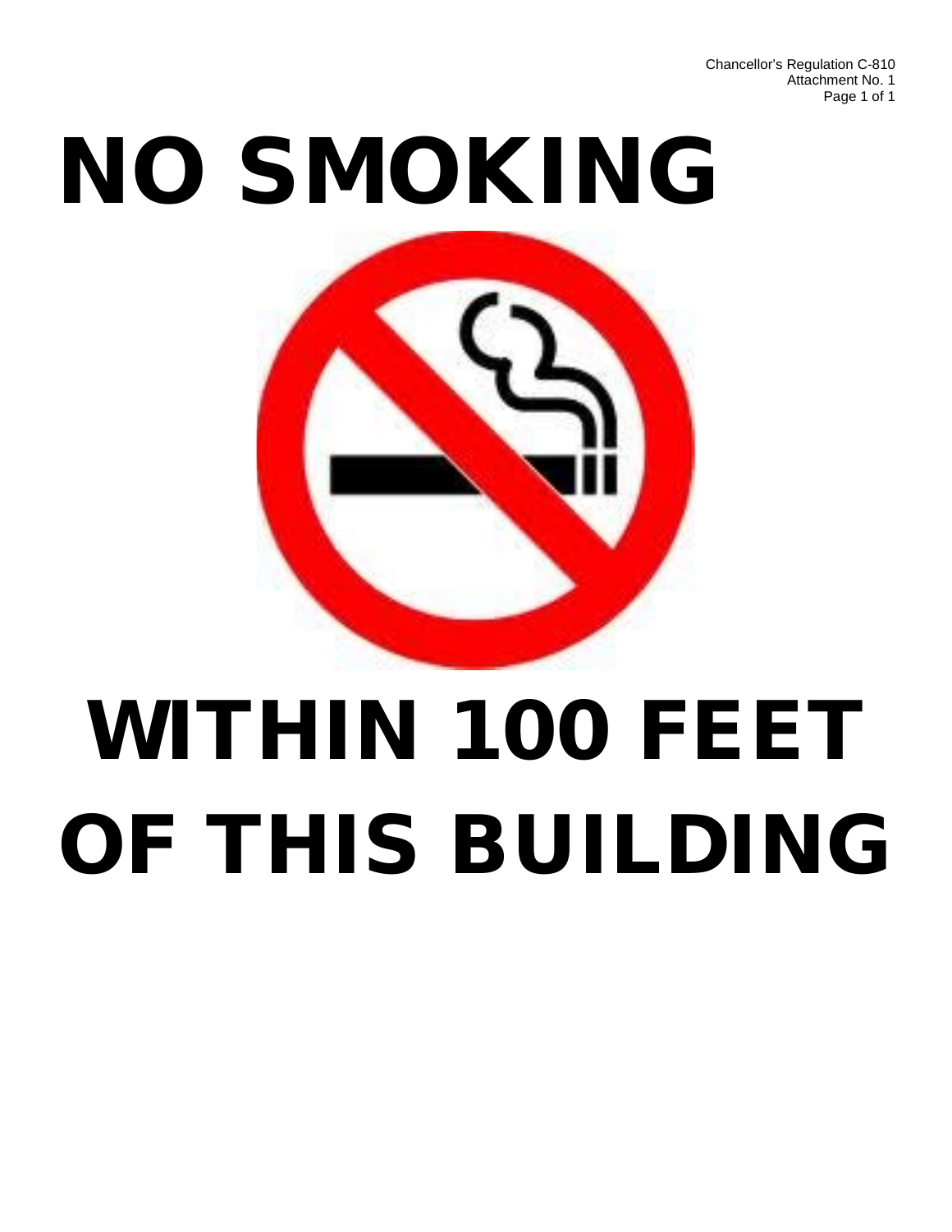Chancellor's Regulation C-810
Attachment No. 1

# NO SMOKING

# WITHIN 100 FEET OF THIS BUILDING